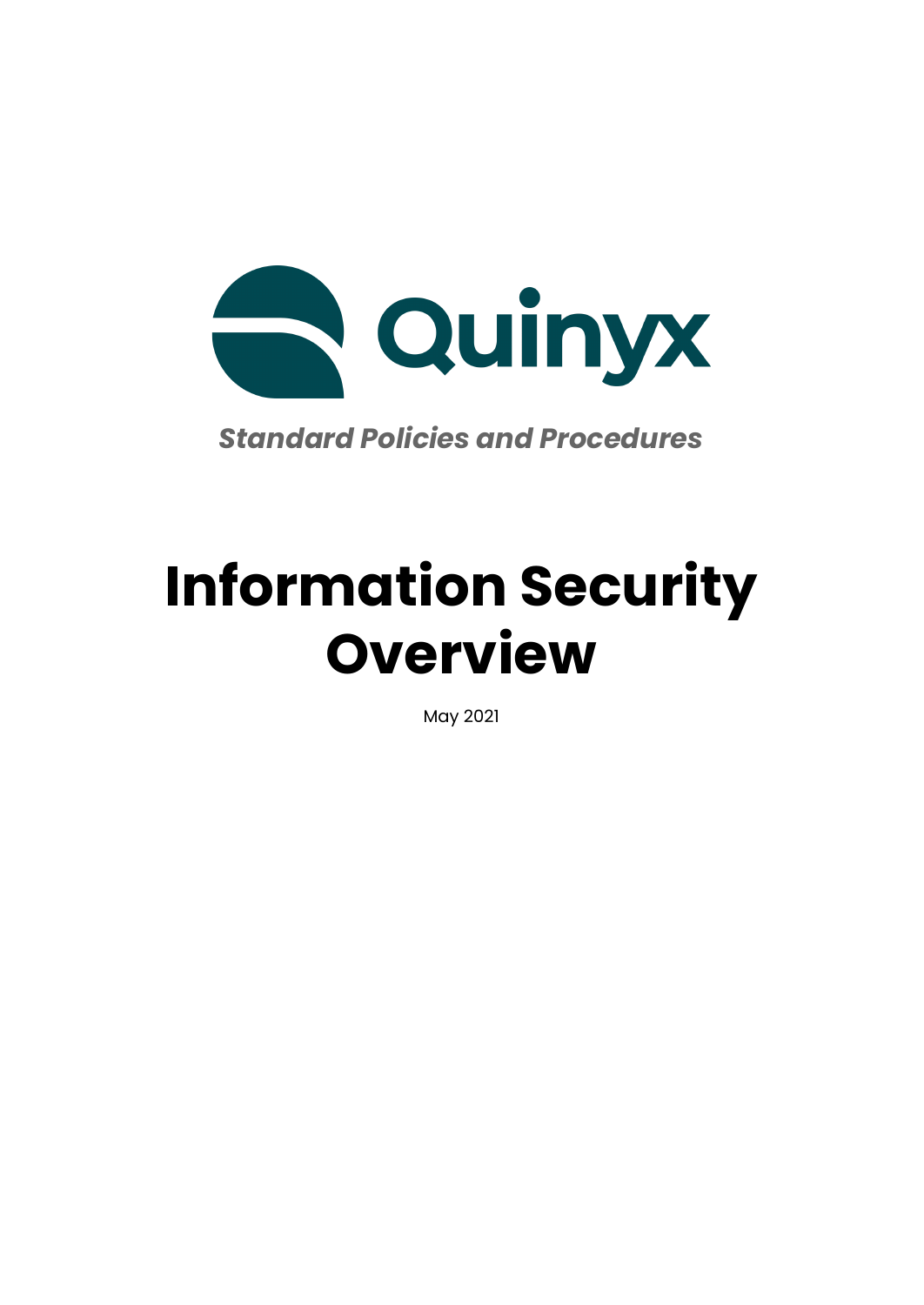Quinyx

*Standard Policies and Procedures*

# Information Security Overview

May 2021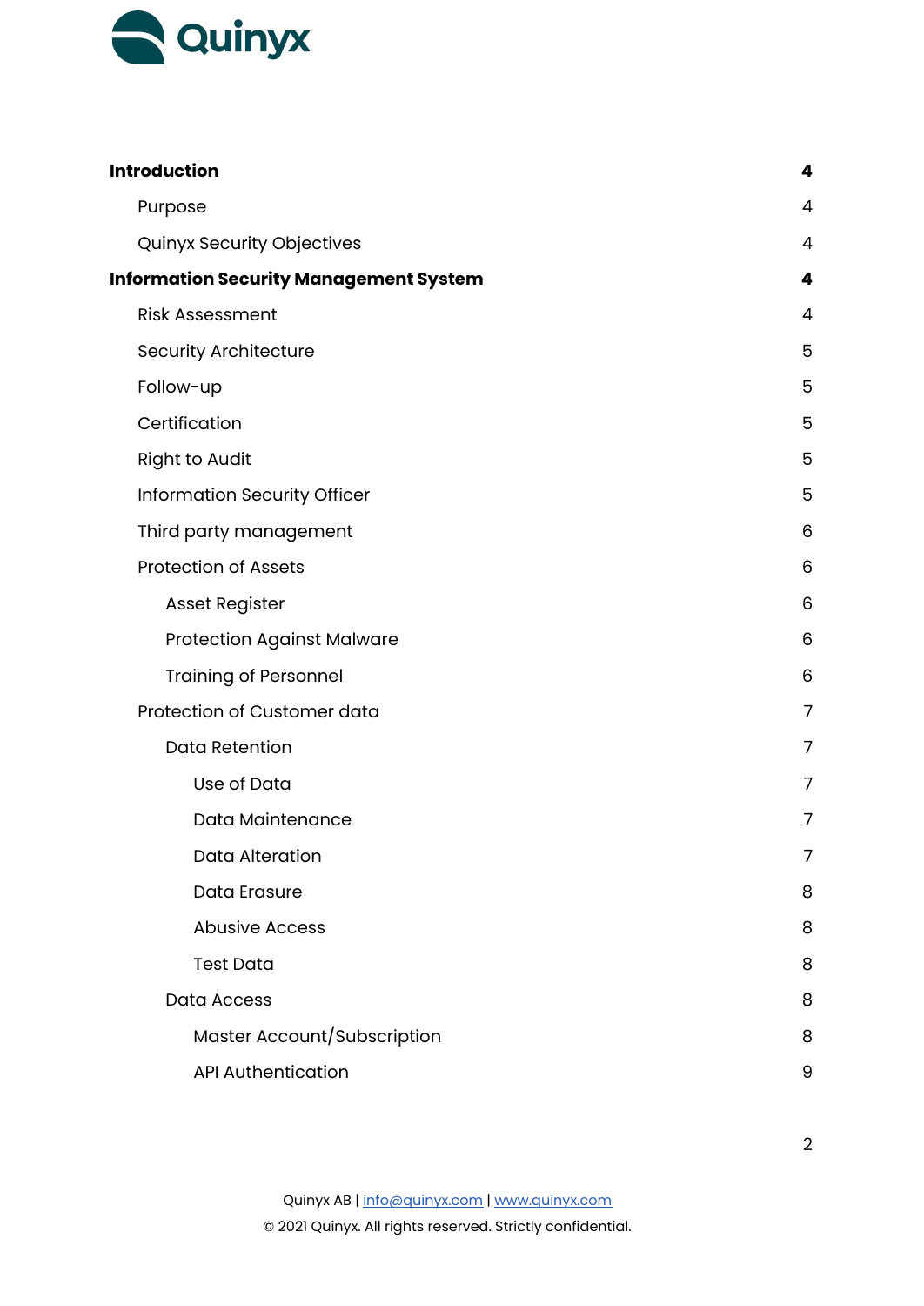| | |
|---|---|
| **Introduction** | **4** |
| Purpose | 4 |
| Quinyx Security Objectives | 4 |
| **Information Security Management System** | **4** |
| Risk Assessment | 4 |
| Security Architecture | 5 |
| Follow-up | 5 |
| Certification | 5 |
| Right to Audit | 5 |
| Information Security Officer | 5 |
| Third party management | 6 |
| Protection of Assets | 6 |
| Asset Register | 6 |
| Protection Against Malware | 6 |
| Training of Personnel | 6 |
| Protection of Customer data | 7 |
| Data Retention | 7 |
| Use of Data | 7 |
| Data Maintenance | 7 |
| Data Alteration | 7 |
| Data Erasure | 8 |
| Abusive Access | 8 |
| Test Data | 8 |
| Data Access | 8 |
| Master Account/Subscription | 8 |
| API Authentication | 9 |

Quinyx AB | info@quinyx.com | www.quinyx.com
© 2021 Quinyx. All rights reserved. Strictly confidential.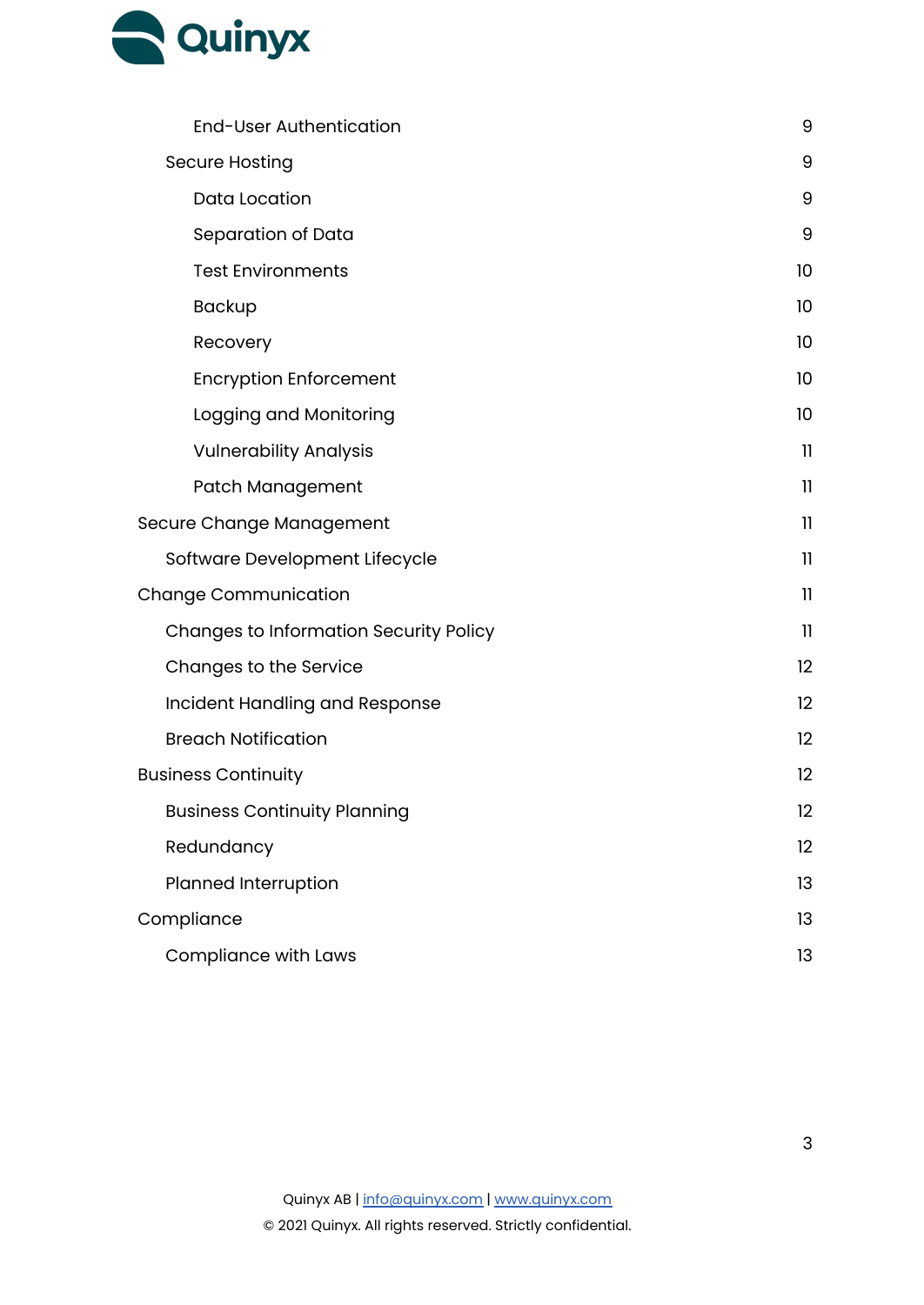- End-User Authentication 9
- Secure Hosting 9
  - Data Location 9
  - Separation of Data 9
  - Test Environments 10
  - Backup 10
  - Recovery 10
  - Encryption Enforcement 10
  - Logging and Monitoring 10
  - Vulnerability Analysis 11
  - Patch Management 11

Secure Change Management 11

- Software Development Lifecycle 11

Change Communication 11

- Changes to Information Security Policy 11
- Changes to the Service 12
- Incident Handling and Response 12
- Breach Notification 12

Business Continuity 12

- Business Continuity Planning 12
- Redundancy 12
- Planned Interruption 13

Compliance 13

- Compliance with Laws 13

Quinyx AB | info@quinyx.com | www.quinyx.com
© 2021 Quinyx. All rights reserved. Strictly confidential.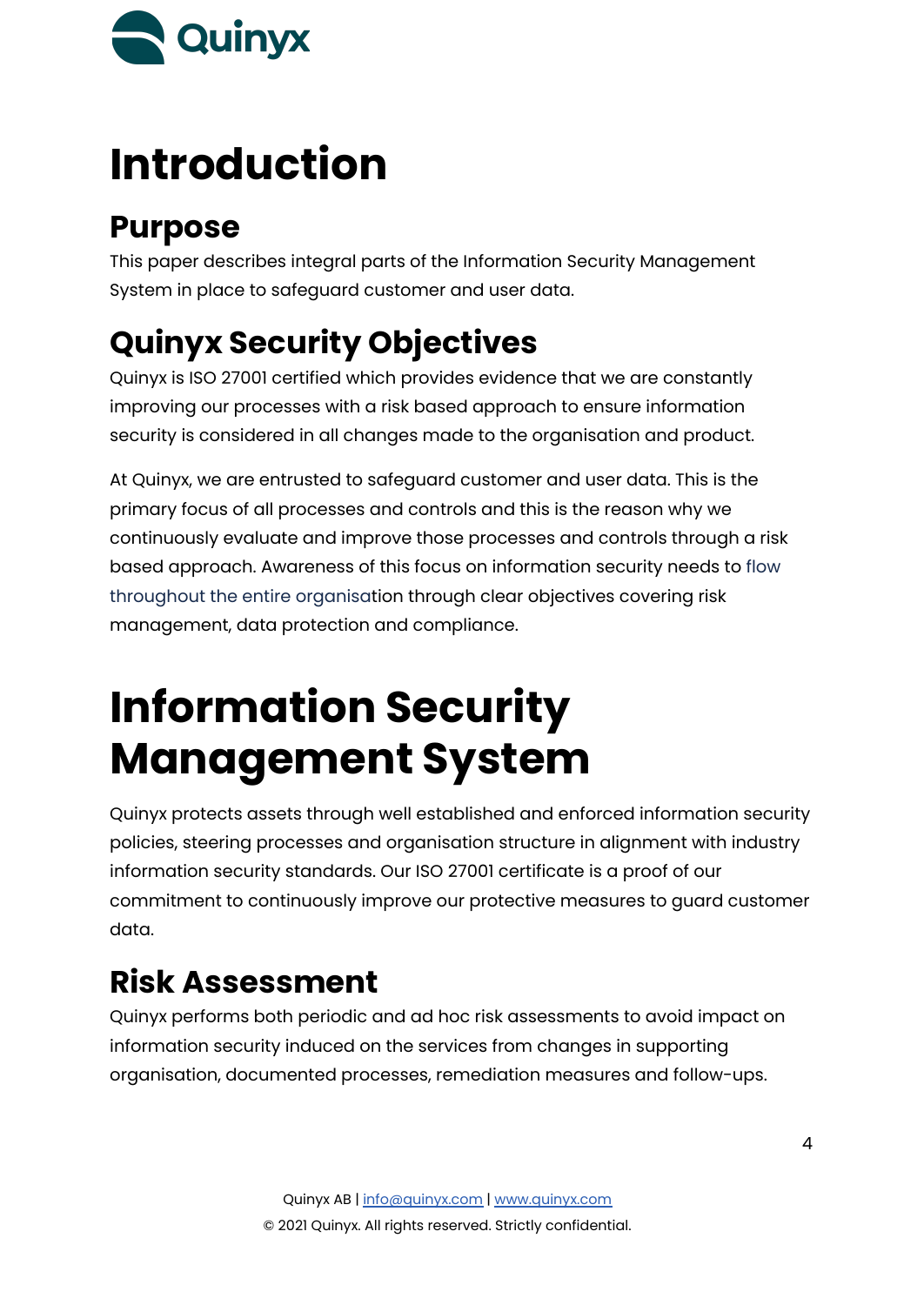# Introduction

## Purpose

This paper describes integral parts of the Information Security Management System in place to safeguard customer and user data.

## Quinyx Security Objectives

Quinyx is ISO 27001 certified which provides evidence that we are constantly improving our processes with a risk based approach to ensure information security is considered in all changes made to the organisation and product.

At Quinyx, we are entrusted to safeguard customer and user data. This is the primary focus of all processes and controls and this is the reason why we continuously evaluate and improve those processes and controls through a risk based approach. Awareness of this focus on information security needs to flow throughout the entire organisation through clear objectives covering risk management, data protection and compliance.

# Information Security Management System

Quinyx protects assets through well established and enforced information security policies, steering processes and organisation structure in alignment with industry information security standards. Our ISO 27001 certificate is a proof of our commitment to continuously improve our protective measures to guard customer data.

## Risk Assessment

Quinyx performs both periodic and ad hoc risk assessments to avoid impact on information security induced on the services from changes in supporting organisation, documented processes, remediation measures and follow-ups.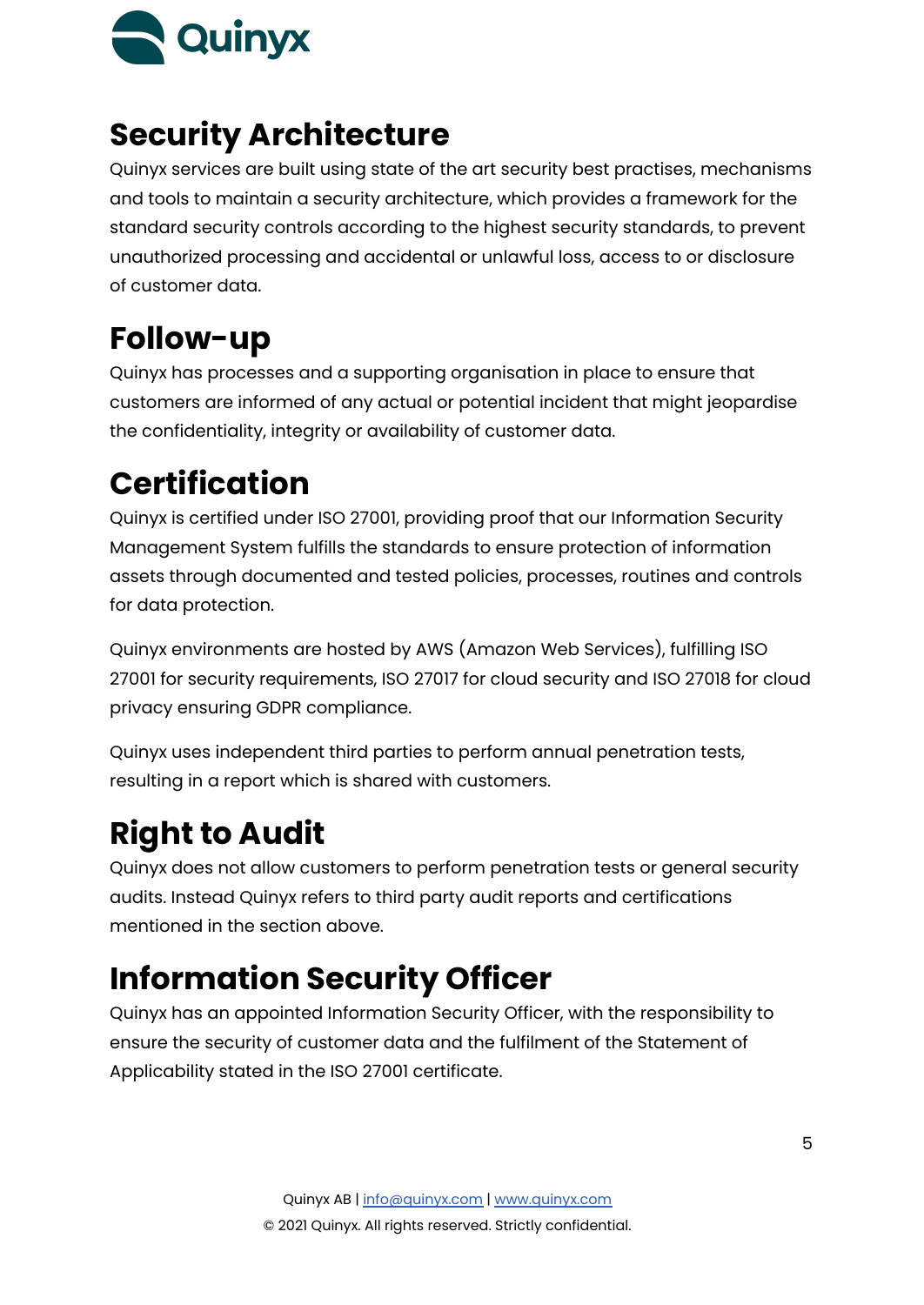## Security Architecture

Quinyx services are built using state of the art security best practises, mechanisms and tools to maintain a security architecture, which provides a framework for the standard security controls according to the highest security standards, to prevent unauthorized processing and accidental or unlawful loss, access to or disclosure of customer data.

## Follow-up

Quinyx has processes and a supporting organisation in place to ensure that customers are informed of any actual or potential incident that might jeopardise the confidentiality, integrity or availability of customer data.

## Certification

Quinyx is certified under ISO 27001, providing proof that our Information Security Management System fulfills the standards to ensure protection of information assets through documented and tested policies, processes, routines and controls for data protection.

Quinyx environments are hosted by AWS (Amazon Web Services), fulfilling ISO 27001 for security requirements, ISO 27017 for cloud security and ISO 27018 for cloud privacy ensuring GDPR compliance.

Quinyx uses independent third parties to perform annual penetration tests, resulting in a report which is shared with customers.

## Right to Audit

Quinyx does not allow customers to perform penetration tests or general security audits. Instead Quinyx refers to third party audit reports and certifications mentioned in the section above.

## Information Security Officer

Quinyx has an appointed Information Security Officer, with the responsibility to ensure the security of customer data and the fulfilment of the Statement of Applicability stated in the ISO 27001 certificate.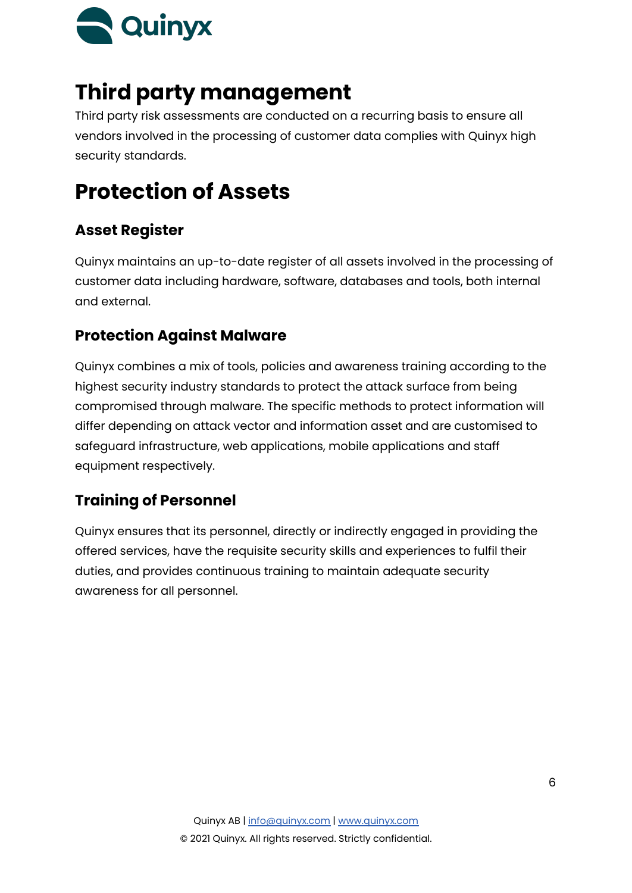# Third party management

Third party risk assessments are conducted on a recurring basis to ensure all vendors involved in the processing of customer data complies with Quinyx high security standards.

# Protection of Assets

## Asset Register

Quinyx maintains an up-to-date register of all assets involved in the processing of customer data including hardware, software, databases and tools, both internal and external.

## Protection Against Malware

Quinyx combines a mix of tools, policies and awareness training according to the highest security industry standards to protect the attack surface from being compromised through malware. The specific methods to protect information will differ depending on attack vector and information asset and are customised to safeguard infrastructure, web applications, mobile applications and staff equipment respectively.

## Training of Personnel

Quinyx ensures that its personnel, directly or indirectly engaged in providing the offered services, have the requisite security skills and experiences to fulfil their duties, and provides continuous training to maintain adequate security awareness for all personnel.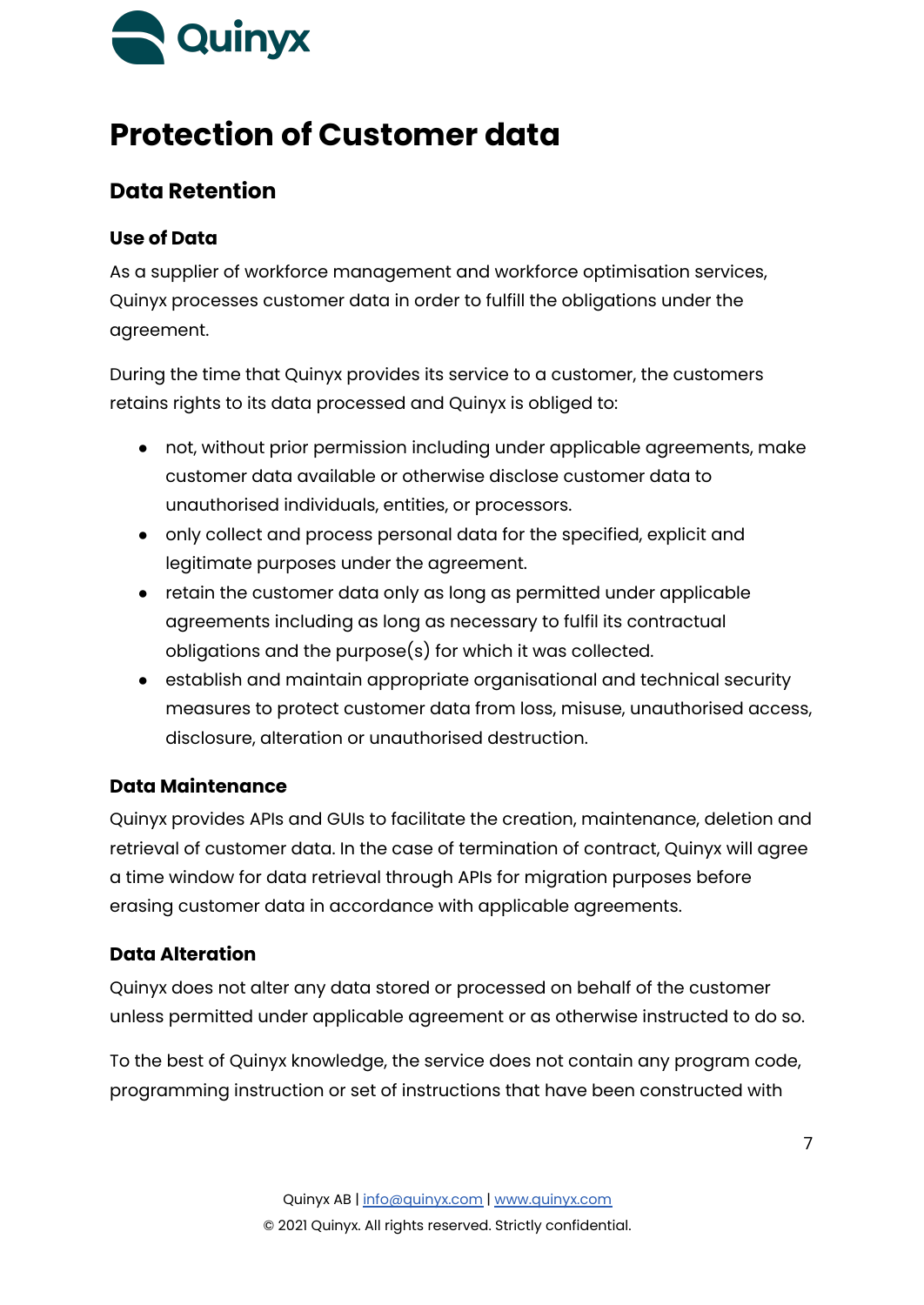# Protection of Customer data

## Data Retention

### Use of Data

As a supplier of workforce management and workforce optimisation services, Quinyx processes customer data in order to fulfill the obligations under the agreement.

During the time that Quinyx provides its service to a customer, the customers retains rights to its data processed and Quinyx is obliged to:

- not, without prior permission including under applicable agreements, make customer data available or otherwise disclose customer data to unauthorised individuals, entities, or processors.
- only collect and process personal data for the specified, explicit and legitimate purposes under the agreement.
- retain the customer data only as long as permitted under applicable agreements including as long as necessary to fulfil its contractual obligations and the purpose(s) for which it was collected.
- establish and maintain appropriate organisational and technical security measures to protect customer data from loss, misuse, unauthorised access, disclosure, alteration or unauthorised destruction.

### Data Maintenance

Quinyx provides APIs and GUIs to facilitate the creation, maintenance, deletion and retrieval of customer data. In the case of termination of contract, Quinyx will agree a time window for data retrieval through APIs for migration purposes before erasing customer data in accordance with applicable agreements.

### Data Alteration

Quinyx does not alter any data stored or processed on behalf of the customer unless permitted under applicable agreement or as otherwise instructed to do so.

To the best of Quinyx knowledge, the service does not contain any program code, programming instruction or set of instructions that have been constructed with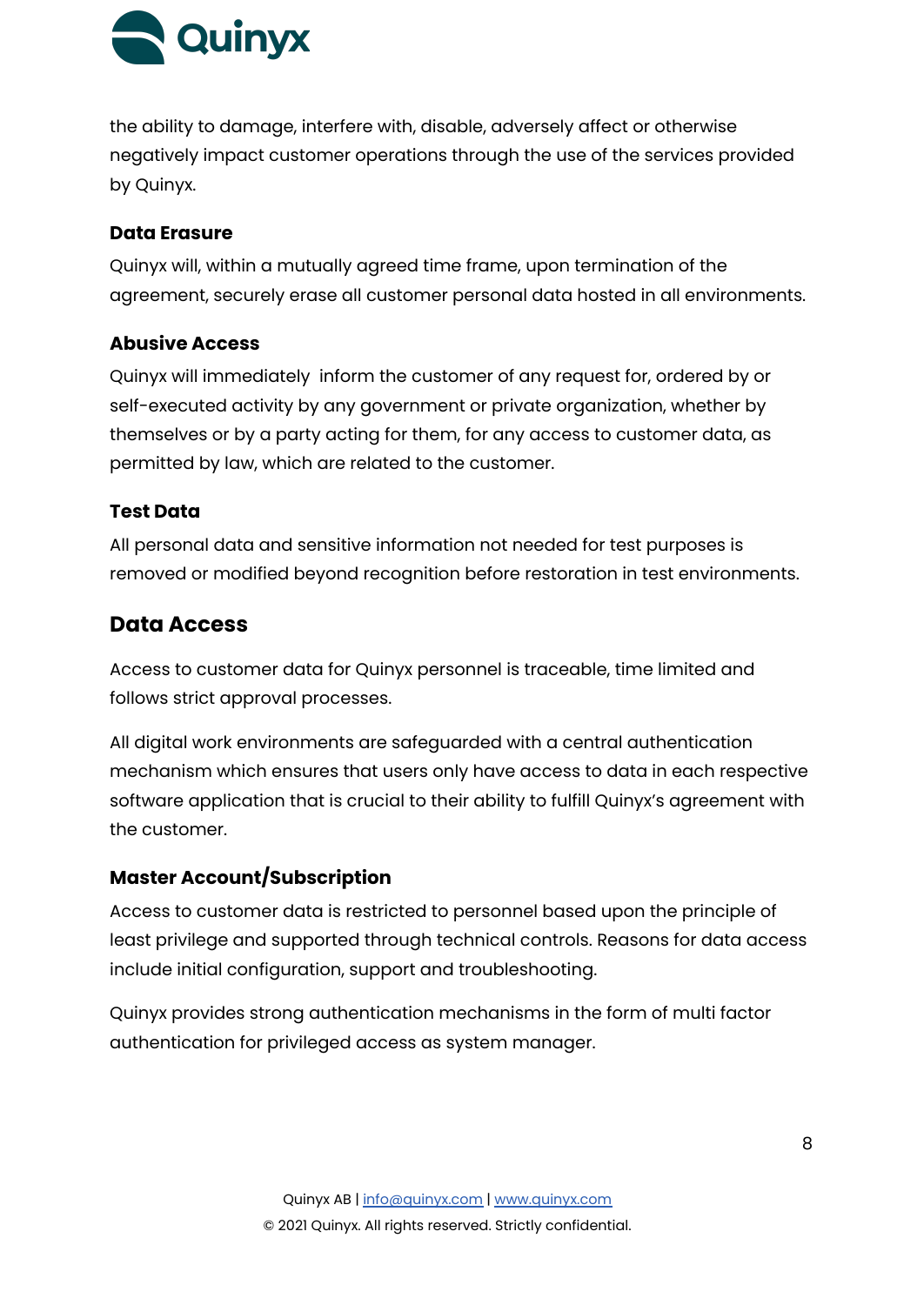the ability to damage, interfere with, disable, adversely affect or otherwise negatively impact customer operations through the use of the services provided by Quinyx.

### Data Erasure

Quinyx will, within a mutually agreed time frame, upon termination of the agreement, securely erase all customer personal data hosted in all environments.

### Abusive Access

Quinyx will immediately inform the customer of any request for, ordered by or self-executed activity by any government or private organization, whether by themselves or by a party acting for them, for any access to customer data, as permitted by law, which are related to the customer.

### Test Data

All personal data and sensitive information not needed for test purposes is removed or modified beyond recognition before restoration in test environments.

## Data Access

Access to customer data for Quinyx personnel is traceable, time limited and follows strict approval processes.

All digital work environments are safeguarded with a central authentication mechanism which ensures that users only have access to data in each respective software application that is crucial to their ability to fulfill Quinyx's agreement with the customer.

### Master Account/Subscription

Access to customer data is restricted to personnel based upon the principle of least privilege and supported through technical controls. Reasons for data access include initial configuration, support and troubleshooting.

Quinyx provides strong authentication mechanisms in the form of multi factor authentication for privileged access as system manager.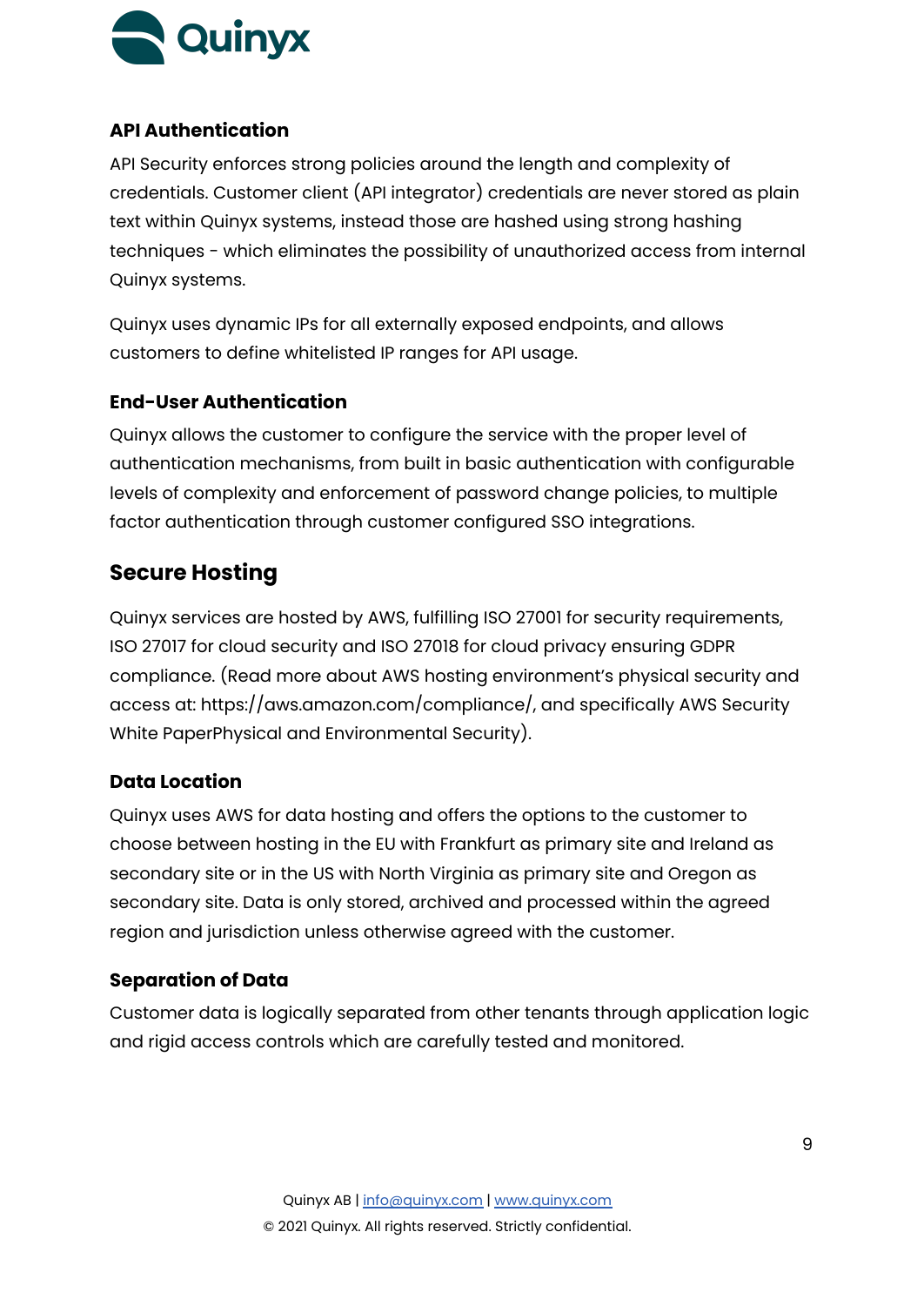### API Authentication

API Security enforces strong policies around the length and complexity of credentials. Customer client (API integrator) credentials are never stored as plain text within Quinyx systems, instead those are hashed using strong hashing techniques - which eliminates the possibility of unauthorized access from internal Quinyx systems.

Quinyx uses dynamic IPs for all externally exposed endpoints, and allows customers to define whitelisted IP ranges for API usage.

### End-User Authentication

Quinyx allows the customer to configure the service with the proper level of authentication mechanisms, from built in basic authentication with configurable levels of complexity and enforcement of password change policies, to multiple factor authentication through customer configured SSO integrations.

## Secure Hosting

Quinyx services are hosted by AWS, fulfilling ISO 27001 for security requirements, ISO 27017 for cloud security and ISO 27018 for cloud privacy ensuring GDPR compliance. (Read more about AWS hosting environment's physical security and access at: https://aws.amazon.com/compliance/, and specifically AWS Security White PaperPhysical and Environmental Security).

### Data Location

Quinyx uses AWS for data hosting and offers the options to the customer to choose between hosting in the EU with Frankfurt as primary site and Ireland as secondary site or in the US with North Virginia as primary site and Oregon as secondary site. Data is only stored, archived and processed within the agreed region and jurisdiction unless otherwise agreed with the customer.

### Separation of Data

Customer data is logically separated from other tenants through application logic and rigid access controls which are carefully tested and monitored.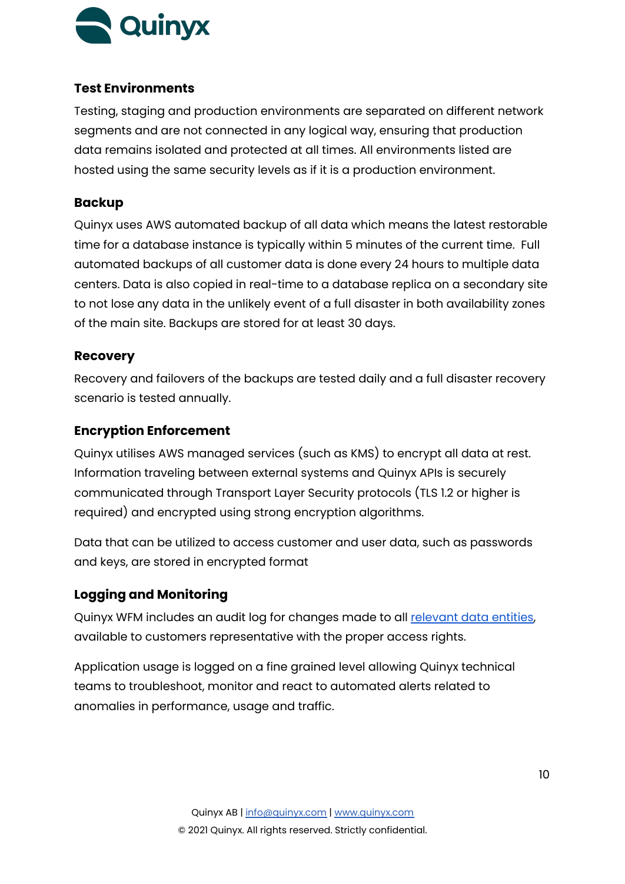### Test Environments

Testing, staging and production environments are separated on different network segments and are not connected in any logical way, ensuring that production data remains isolated and protected at all times. All environments listed are hosted using the same security levels as if it is a production environment.

### Backup

Quinyx uses AWS automated backup of all data which means the latest restorable time for a database instance is typically within 5 minutes of the current time. Full automated backups of all customer data is done every 24 hours to multiple data centers. Data is also copied in real-time to a database replica on a secondary site to not lose any data in the unlikely event of a full disaster in both availability zones of the main site. Backups are stored for at least 30 days.

### Recovery

Recovery and failovers of the backups are tested daily and a full disaster recovery scenario is tested annually.

### Encryption Enforcement

Quinyx utilises AWS managed services (such as KMS) to encrypt all data at rest. Information traveling between external systems and Quinyx APIs is securely communicated through Transport Layer Security protocols (TLS 1.2 or higher is required) and encrypted using strong encryption algorithms.

Data that can be utilized to access customer and user data, such as passwords and keys, are stored in encrypted format

### Logging and Monitoring

Quinyx WFM includes an audit log for changes made to all [relevant data entities](), available to customers representative with the proper access rights.

Application usage is logged on a fine grained level allowing Quinyx technical teams to troubleshoot, monitor and react to automated alerts related to anomalies in performance, usage and traffic.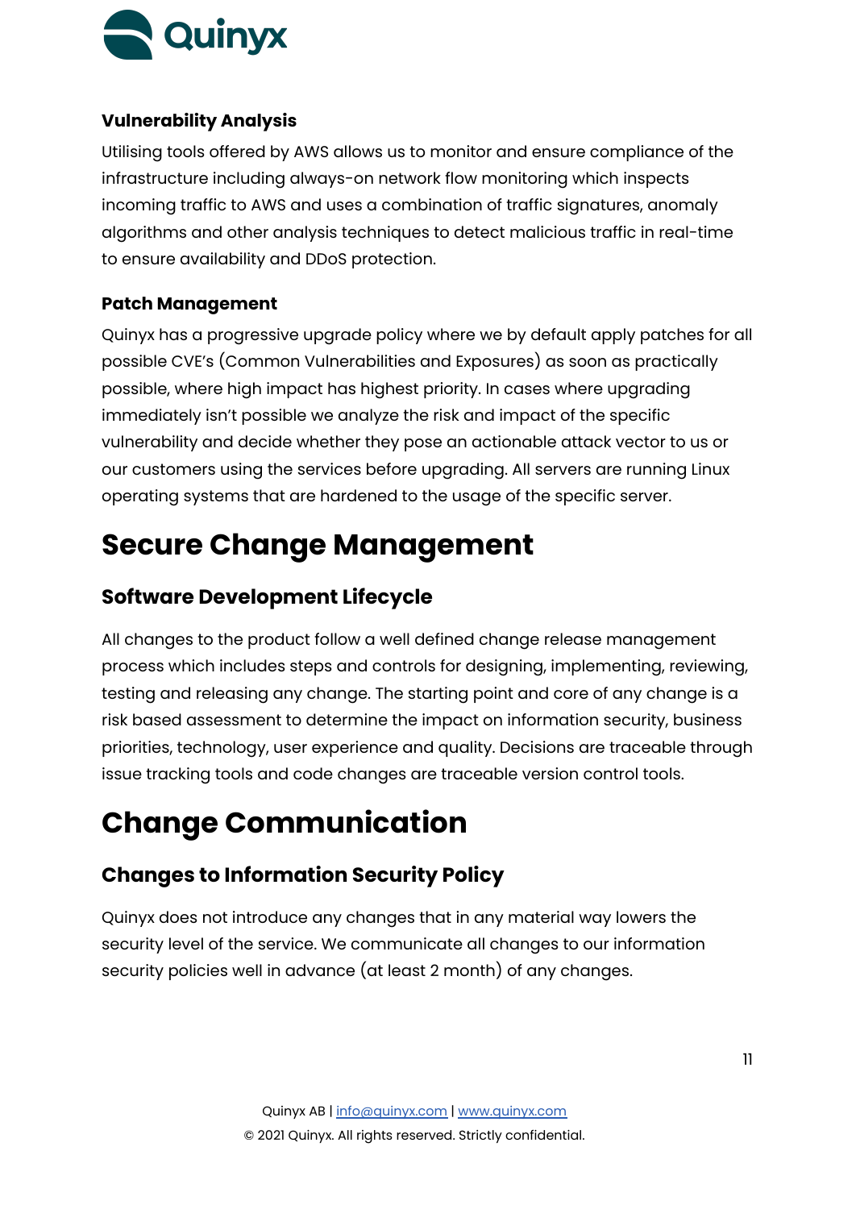### Vulnerability Analysis

Utilising tools offered by AWS allows us to monitor and ensure compliance of the infrastructure including always-on network flow monitoring which inspects incoming traffic to AWS and uses a combination of traffic signatures, anomaly algorithms and other analysis techniques to detect malicious traffic in real-time to ensure availability and DDoS protection.

### Patch Management

Quinyx has a progressive upgrade policy where we by default apply patches for all possible CVE's (Common Vulnerabilities and Exposures) as soon as practically possible, where high impact has highest priority. In cases where upgrading immediately isn't possible we analyze the risk and impact of the specific vulnerability and decide whether they pose an actionable attack vector to us or our customers using the services before upgrading. All servers are running Linux operating systems that are hardened to the usage of the specific server.

# Secure Change Management

## Software Development Lifecycle

All changes to the product follow a well defined change release management process which includes steps and controls for designing, implementing, reviewing, testing and releasing any change. The starting point and core of any change is a risk based assessment to determine the impact on information security, business priorities, technology, user experience and quality. Decisions are traceable through issue tracking tools and code changes are traceable version control tools.

# Change Communication

## Changes to Information Security Policy

Quinyx does not introduce any changes that in any material way lowers the security level of the service. We communicate all changes to our information security policies well in advance (at least 2 month) of any changes.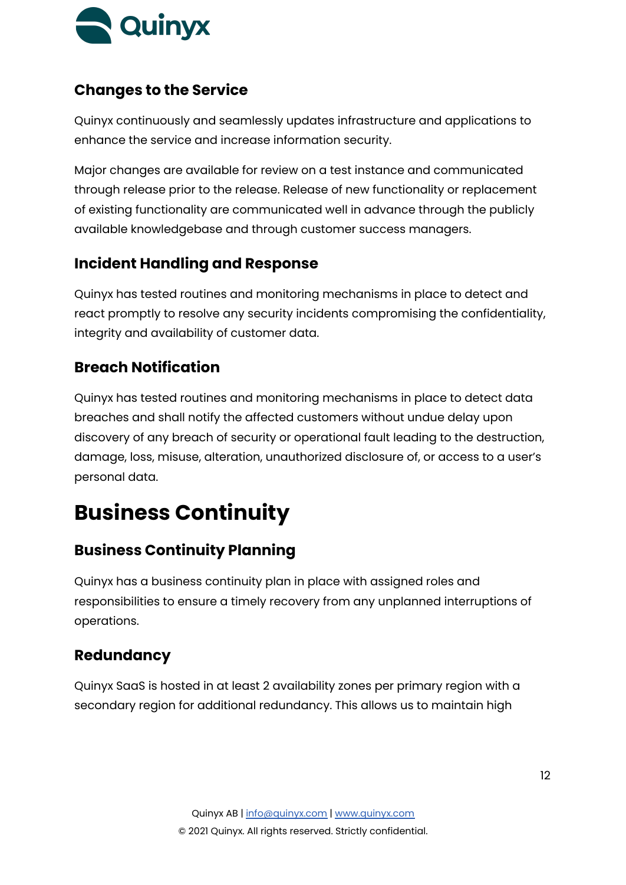### Changes to the Service

Quinyx continuously and seamlessly updates infrastructure and applications to enhance the service and increase information security.

Major changes are available for review on a test instance and communicated through release prior to the release. Release of new functionality or replacement of existing functionality are communicated well in advance through the publicly available knowledgebase and through customer success managers.

### Incident Handling and Response

Quinyx has tested routines and monitoring mechanisms in place to detect and react promptly to resolve any security incidents compromising the confidentiality, integrity and availability of customer data.

### Breach Notification

Quinyx has tested routines and monitoring mechanisms in place to detect data breaches and shall notify the affected customers without undue delay upon discovery of any breach of security or operational fault leading to the destruction, damage, loss, misuse, alteration, unauthorized disclosure of, or access to a user's personal data.

## Business Continuity

### Business Continuity Planning

Quinyx has a business continuity plan in place with assigned roles and responsibilities to ensure a timely recovery from any unplanned interruptions of operations.

### Redundancy

Quinyx SaaS is hosted in at least 2 availability zones per primary region with a secondary region for additional redundancy. This allows us to maintain high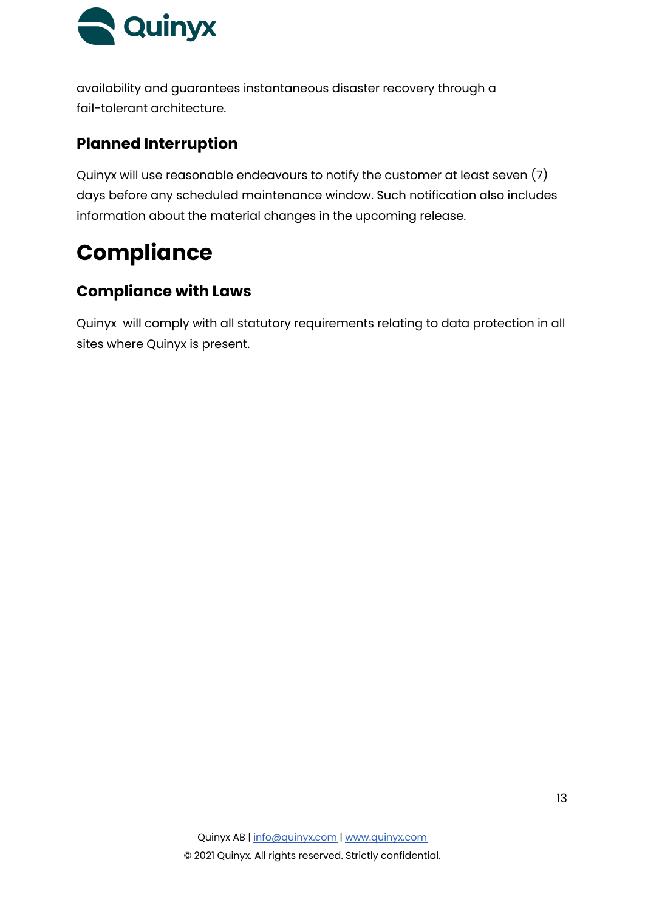availability and guarantees instantaneous disaster recovery through a fail-tolerant architecture.

### Planned Interruption

Quinyx will use reasonable endeavours to notify the customer at least seven (7) days before any scheduled maintenance window. Such notification also includes information about the material changes in the upcoming release.

## Compliance

### Compliance with Laws

Quinyx will comply with all statutory requirements relating to data protection in all sites where Quinyx is present.